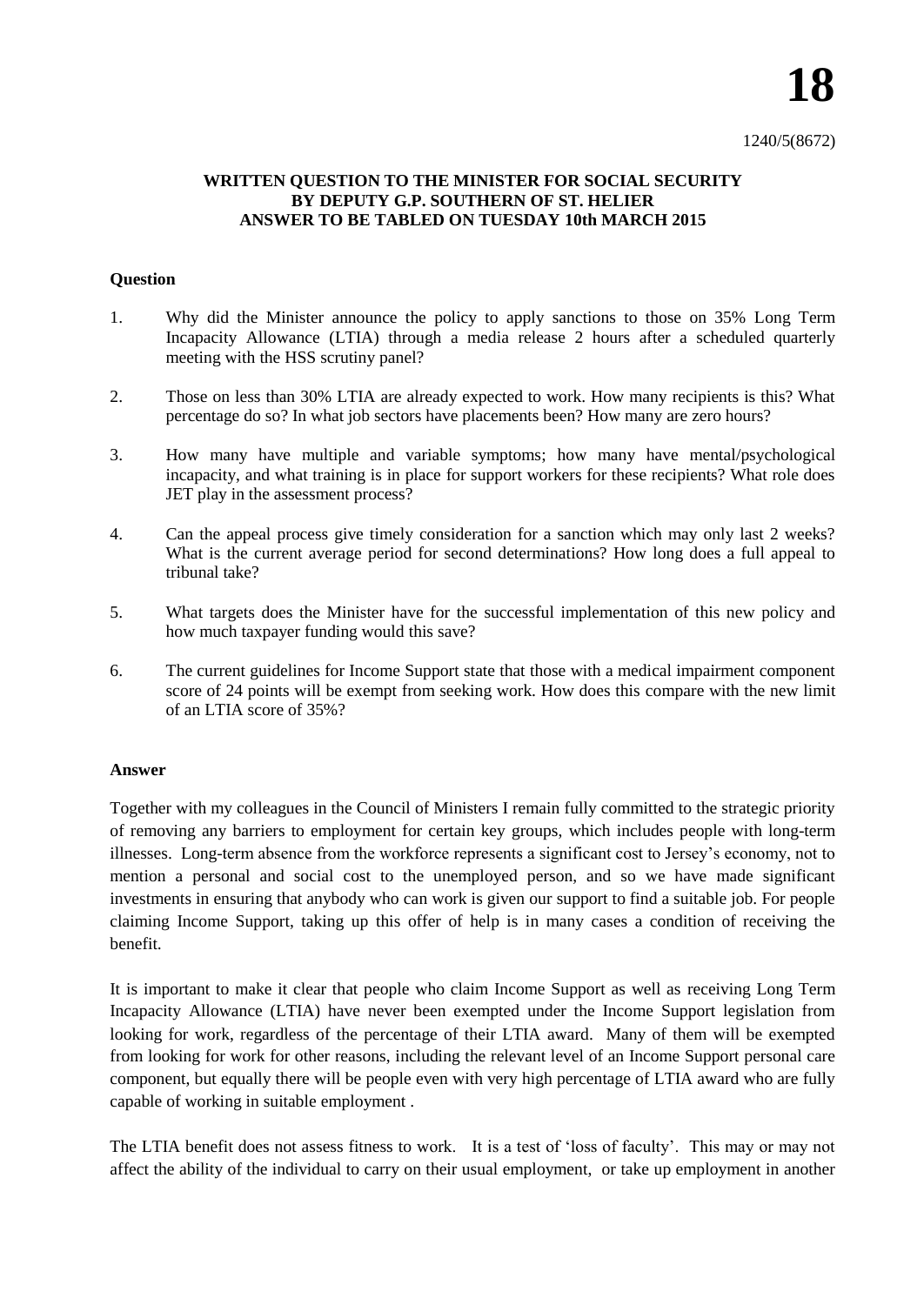# 18

1240/5(8672)

**WRITTEN QUESTION TO THE MINISTER FOR SOCIAL SECURITY BY DEPUTY G.P. SOUTHERN OF ST. HELIER ANSWER TO BE TABLED ON TUESDAY 10th MARCH 2015**

**Question**

1. Why did the Minister announce the policy to apply sanctions to those on 35% Long Term Incapacity Allowance (LTIA) through a media release 2 hours after a scheduled quarterly meeting with the HSS scrutiny panel?

2. Those on less than 30% LTIA are already expected to work. How many recipients is this? What percentage do so? In what job sectors have placements been? How many are zero hours?

3. How many have multiple and variable symptoms; how many have mental/psychological incapacity, and what training is in place for support workers for these recipients? What role does JET play in the assessment process?

4. Can the appeal process give timely consideration for a sanction which may only last 2 weeks? What is the current average period for second determinations? How long does a full appeal to tribunal take?

5. What targets does the Minister have for the successful implementation of this new policy and how much taxpayer funding would this save?

6. The current guidelines for Income Support state that those with a medical impairment component score of 24 points will be exempt from seeking work. How does this compare with the new limit of an LTIA score of 35%?

**Answer**

Together with my colleagues in the Council of Ministers I remain fully committed to the strategic priority of removing any barriers to employment for certain key groups, which includes people with long-term illnesses. Long-term absence from the workforce represents a significant cost to Jersey's economy, not to mention a personal and social cost to the unemployed person, and so we have made significant investments in ensuring that anybody who can work is given our support to find a suitable job. For people claiming Income Support, taking up this offer of help is in many cases a condition of receiving the benefit.

It is important to make it clear that people who claim Income Support as well as receiving Long Term Incapacity Allowance (LTIA) have never been exempted under the Income Support legislation from looking for work, regardless of the percentage of their LTIA award. Many of them will be exempted from looking for work for other reasons, including the relevant level of an Income Support personal care component, but equally there will be people even with very high percentage of LTIA award who are fully capable of working in suitable employment .

The LTIA benefit does not assess fitness to work. It is a test of 'loss of faculty'. This may or may not affect the ability of the individual to carry on their usual employment, or take up employment in another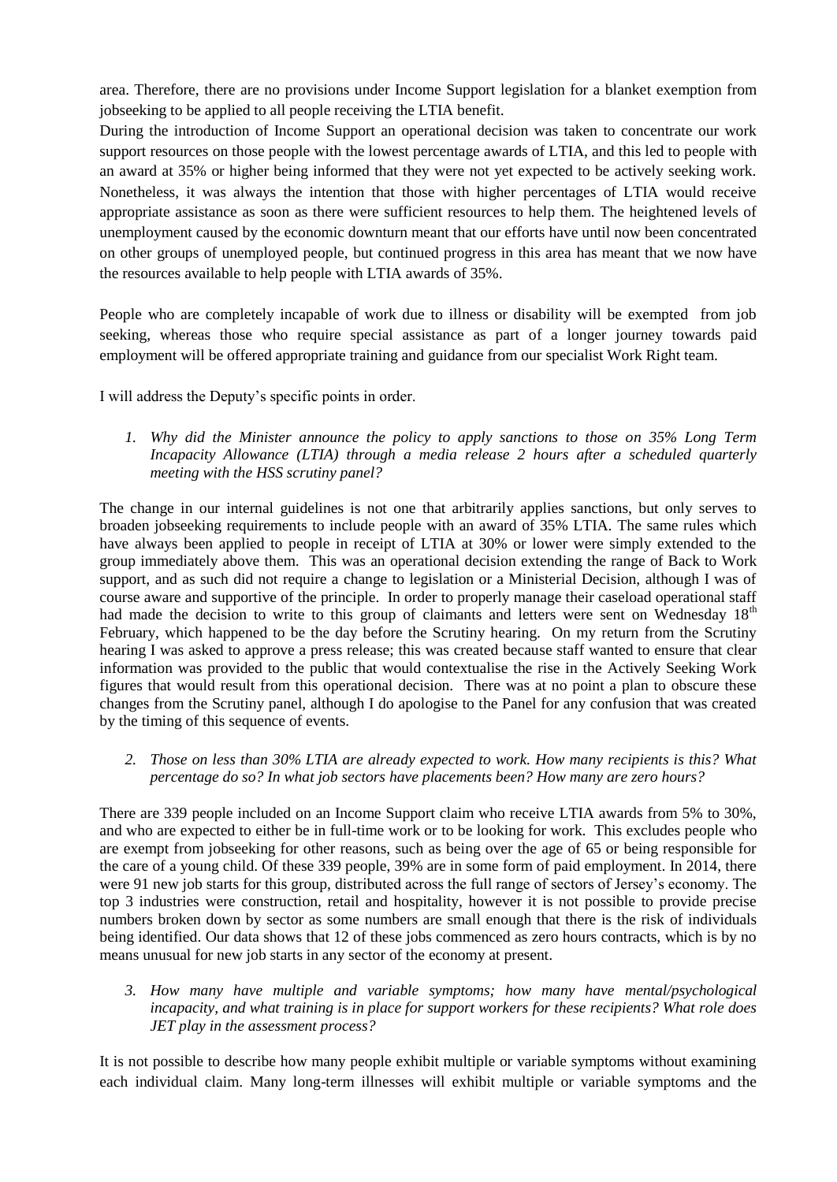area. Therefore, there are no provisions under Income Support legislation for a blanket exemption from jobseeking to be applied to all people receiving the LTIA benefit.

During the introduction of Income Support an operational decision was taken to concentrate our work support resources on those people with the lowest percentage awards of LTIA, and this led to people with an award at 35% or higher being informed that they were not yet expected to be actively seeking work. Nonetheless, it was always the intention that those with higher percentages of LTIA would receive appropriate assistance as soon as there were sufficient resources to help them. The heightened levels of unemployment caused by the economic downturn meant that our efforts have until now been concentrated on other groups of unemployed people, but continued progress in this area has meant that we now have the resources available to help people with LTIA awards of 35%.

People who are completely incapable of work due to illness or disability will be exempted from job seeking, whereas those who require special assistance as part of a longer journey towards paid employment will be offered appropriate training and guidance from our specialist Work Right team.

I will address the Deputy's specific points in order.

1. *Why did the Minister announce the policy to apply sanctions to those on 35% Long Term Incapacity Allowance (LTIA) through a media release 2 hours after a scheduled quarterly meeting with the HSS scrutiny panel?*

The change in our internal guidelines is not one that arbitrarily applies sanctions, but only serves to broaden jobseeking requirements to include people with an award of 35% LTIA. The same rules which have always been applied to people in receipt of LTIA at 30% or lower were simply extended to the group immediately above them. This was an operational decision extending the range of Back to Work support, and as such did not require a change to legislation or a Ministerial Decision, although I was of course aware and supportive of the principle. In order to properly manage their caseload operational staff had made the decision to write to this group of claimants and letters were sent on Wednesday 18th February, which happened to be the day before the Scrutiny hearing. On my return from the Scrutiny hearing I was asked to approve a press release; this was created because staff wanted to ensure that clear information was provided to the public that would contextualise the rise in the Actively Seeking Work figures that would result from this operational decision. There was at no point a plan to obscure these changes from the Scrutiny panel, although I do apologise to the Panel for any confusion that was created by the timing of this sequence of events.

2. *Those on less than 30% LTIA are already expected to work. How many recipients is this? What percentage do so? In what job sectors have placements been? How many are zero hours?*

There are 339 people included on an Income Support claim who receive LTIA awards from 5% to 30%, and who are expected to either be in full-time work or to be looking for work. This excludes people who are exempt from jobseeking for other reasons, such as being over the age of 65 or being responsible for the care of a young child. Of these 339 people, 39% are in some form of paid employment. In 2014, there were 91 new job starts for this group, distributed across the full range of sectors of Jersey's economy. The top 3 industries were construction, retail and hospitality, however it is not possible to provide precise numbers broken down by sector as some numbers are small enough that there is the risk of individuals being identified. Our data shows that 12 of these jobs commenced as zero hours contracts, which is by no means unusual for new job starts in any sector of the economy at present.

3. *How many have multiple and variable symptoms; how many have mental/psychological incapacity, and what training is in place for support workers for these recipients? What role does JET play in the assessment process?*

It is not possible to describe how many people exhibit multiple or variable symptoms without examining each individual claim. Many long-term illnesses will exhibit multiple or variable symptoms and the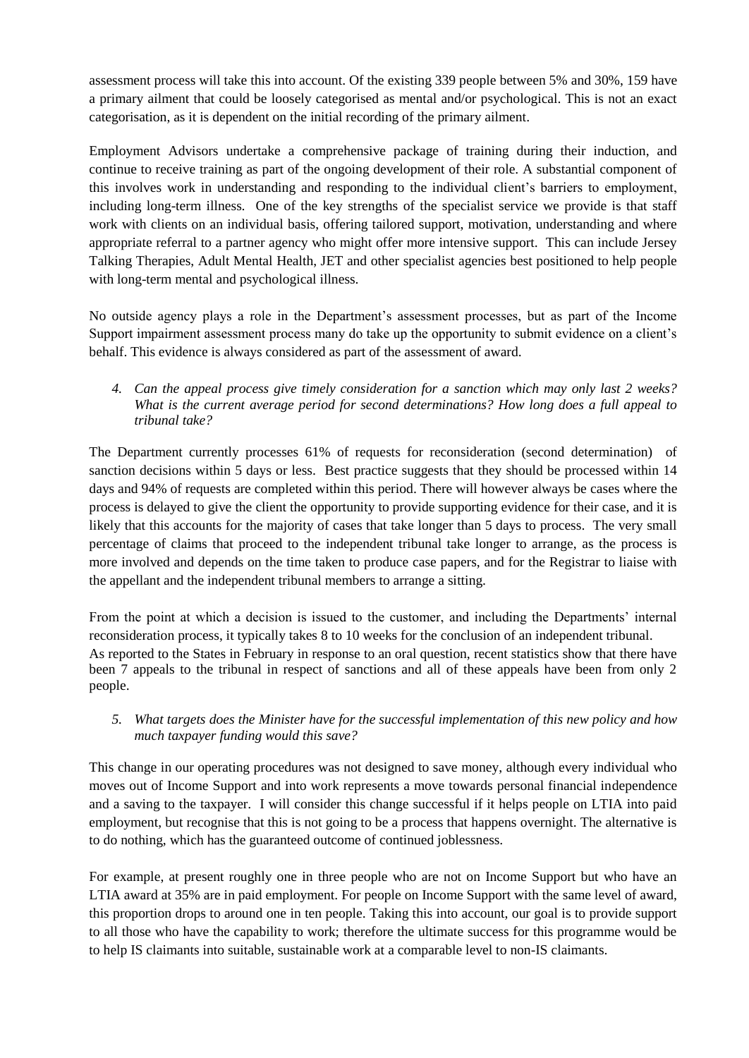assessment process will take this into account. Of the existing 339 people between 5% and 30%, 159 have a primary ailment that could be loosely categorised as mental and/or psychological. This is not an exact categorisation, as it is dependent on the initial recording of the primary ailment.

Employment Advisors undertake a comprehensive package of training during their induction, and continue to receive training as part of the ongoing development of their role. A substantial component of this involves work in understanding and responding to the individual client's barriers to employment, including long-term illness. One of the key strengths of the specialist service we provide is that staff work with clients on an individual basis, offering tailored support, motivation, understanding and where appropriate referral to a partner agency who might offer more intensive support. This can include Jersey Talking Therapies, Adult Mental Health, JET and other specialist agencies best positioned to help people with long-term mental and psychological illness.

No outside agency plays a role in the Department's assessment processes, but as part of the Income Support impairment assessment process many do take up the opportunity to submit evidence on a client's behalf. This evidence is always considered as part of the assessment of award.

4. *Can the appeal process give timely consideration for a sanction which may only last 2 weeks? What is the current average period for second determinations? How long does a full appeal to tribunal take?*

The Department currently processes 61% of requests for reconsideration (second determination) of sanction decisions within 5 days or less. Best practice suggests that they should be processed within 14 days and 94% of requests are completed within this period. There will however always be cases where the process is delayed to give the client the opportunity to provide supporting evidence for their case, and it is likely that this accounts for the majority of cases that take longer than 5 days to process. The very small percentage of claims that proceed to the independent tribunal take longer to arrange, as the process is more involved and depends on the time taken to produce case papers, and for the Registrar to liaise with the appellant and the independent tribunal members to arrange a sitting.

From the point at which a decision is issued to the customer, and including the Departments' internal reconsideration process, it typically takes 8 to 10 weeks for the conclusion of an independent tribunal. As reported to the States in February in response to an oral question, recent statistics show that there have been 7 appeals to the tribunal in respect of sanctions and all of these appeals have been from only 2 people.

5. *What targets does the Minister have for the successful implementation of this new policy and how much taxpayer funding would this save?*

This change in our operating procedures was not designed to save money, although every individual who moves out of Income Support and into work represents a move towards personal financial independence and a saving to the taxpayer. I will consider this change successful if it helps people on LTIA into paid employment, but recognise that this is not going to be a process that happens overnight. The alternative is to do nothing, which has the guaranteed outcome of continued joblessness.

For example, at present roughly one in three people who are not on Income Support but who have an LTIA award at 35% are in paid employment. For people on Income Support with the same level of award, this proportion drops to around one in ten people. Taking this into account, our goal is to provide support to all those who have the capability to work; therefore the ultimate success for this programme would be to help IS claimants into suitable, sustainable work at a comparable level to non-IS claimants.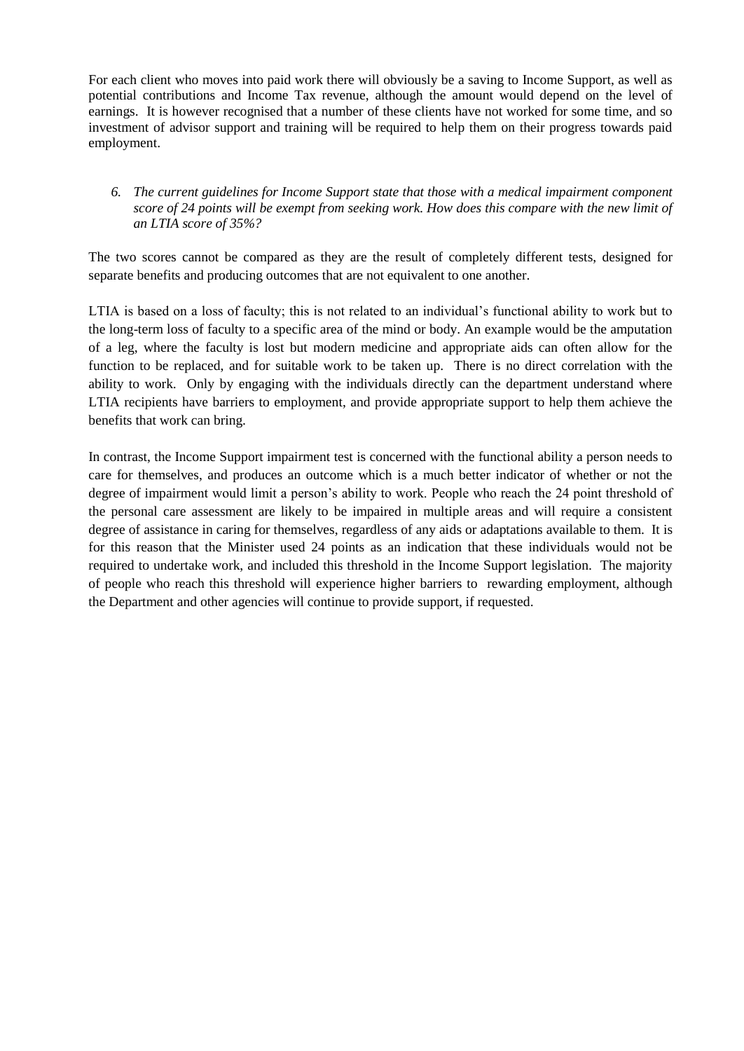For each client who moves into paid work there will obviously be a saving to Income Support, as well as potential contributions and Income Tax revenue, although the amount would depend on the level of earnings. It is however recognised that a number of these clients have not worked for some time, and so investment of advisor support and training will be required to help them on their progress towards paid employment.

6. *The current guidelines for Income Support state that those with a medical impairment component score of 24 points will be exempt from seeking work. How does this compare with the new limit of an LTIA score of 35%?*

The two scores cannot be compared as they are the result of completely different tests, designed for separate benefits and producing outcomes that are not equivalent to one another.

LTIA is based on a loss of faculty; this is not related to an individual's functional ability to work but to the long-term loss of faculty to a specific area of the mind or body. An example would be the amputation of a leg, where the faculty is lost but modern medicine and appropriate aids can often allow for the function to be replaced, and for suitable work to be taken up. There is no direct correlation with the ability to work. Only by engaging with the individuals directly can the department understand where LTIA recipients have barriers to employment, and provide appropriate support to help them achieve the benefits that work can bring.

In contrast, the Income Support impairment test is concerned with the functional ability a person needs to care for themselves, and produces an outcome which is a much better indicator of whether or not the degree of impairment would limit a person's ability to work. People who reach the 24 point threshold of the personal care assessment are likely to be impaired in multiple areas and will require a consistent degree of assistance in caring for themselves, regardless of any aids or adaptations available to them. It is for this reason that the Minister used 24 points as an indication that these individuals would not be required to undertake work, and included this threshold in the Income Support legislation. The majority of people who reach this threshold will experience higher barriers to rewarding employment, although the Department and other agencies will continue to provide support, if requested.